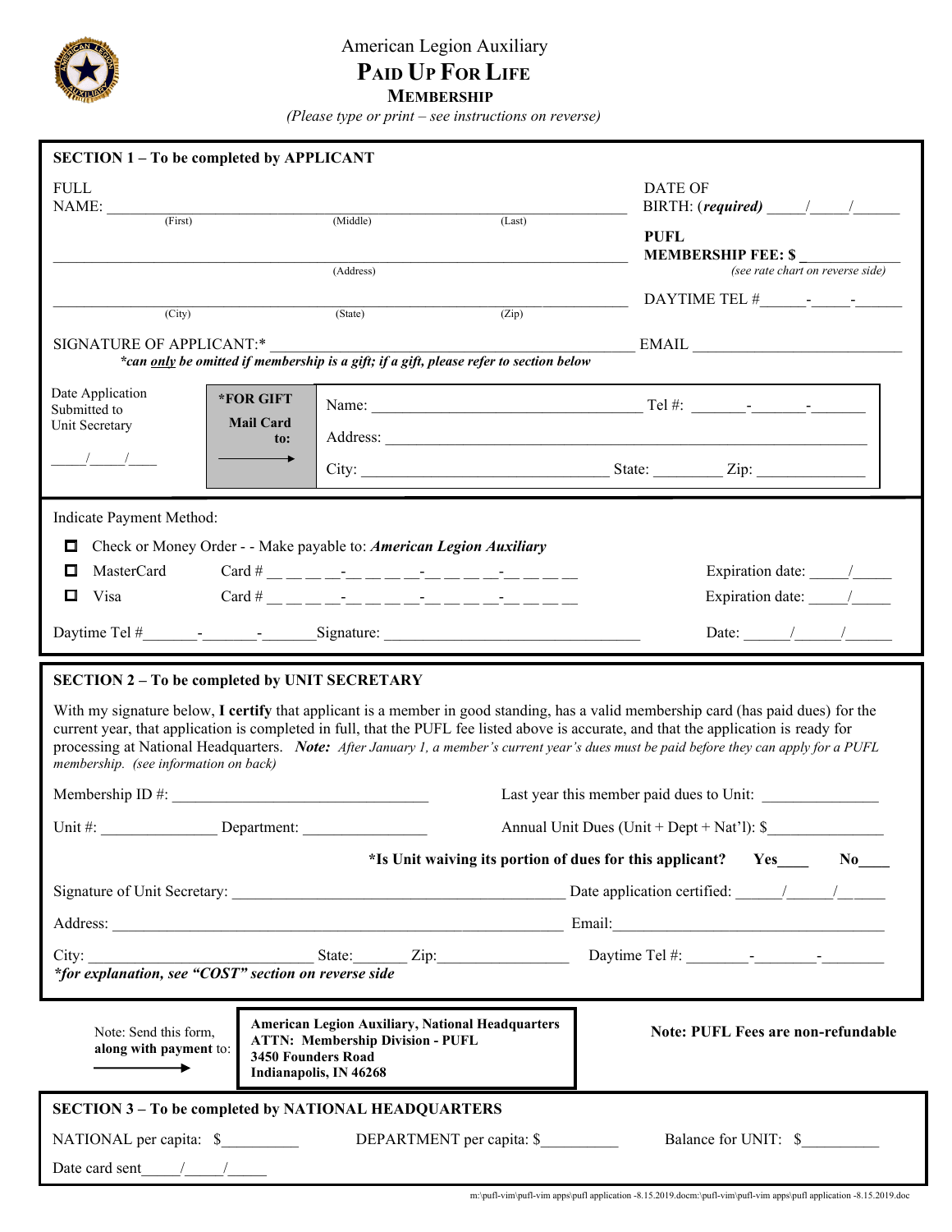American Legion Auxiliary

# Paid Up For Life

## Membership

*(Please type or print – see instructions on reverse)*

**SECTION 1 – To be completed by APPLICANT**

FULL NAME: ________________________________________________
(First) (Middle) (Last)

DATE OF BIRTH: (***required***) _____/_____/______

________________________________________________
(Address)

**PUFL MEMBERSHIP FEE: $** ____________
*(see rate chart on reverse side)*

________________________________________________
(City) (State) (Zip)

DAYTIME TEL #______-_____-______

SIGNATURE OF APPLICANT:* ________________________________ EMAIL ________________________
****can only be omitted if membership is a gift; if a gift, please refer to section below***

Date Application Submitted to Unit Secretary
_____/_____/____

**\*FOR GIFT Mail Card to:** →

Name: ________________________________ Tel #: _______-_______-_______
Address: ________________________________________________
City: ____________________________ State: ________ Zip: _____________

Indicate Payment Method:

- ☐ Check or Money Order - - Make payable to: ***American Legion Auxiliary***
- ☐ MasterCard  Card # __ __ __ __-__ __ __ __-__ __ __ __-__ __ __ __  Expiration date: _____/_____
- ☐ Visa  Card # __ __ __ __-__ __ __ __-__ __ __ __-__ __ __ __  Expiration date: _____/_____

Daytime Tel #_______-_______-_______Signature: ________________________________ Date: ______/______/______

**SECTION 2 – To be completed by UNIT SECRETARY**

With my signature below, **I certify** that applicant is a member in good standing, has a valid membership card (has paid dues) for the current year, that application is completed in full, that the PUFL fee listed above is accurate, and that the application is ready for processing at National Headquarters. ***Note:*** *After January 1, a member's current year's dues must be paid before they can apply for a PUFL membership. (see information on back)*

Membership ID #: ________________________________  Last year this member paid dues to Unit: _______________

Unit #: _______________ Department: ________________  Annual Unit Dues (Unit + Dept + Nat'l): $_______________

**\*Is Unit waiving its portion of dues for this applicant? Yes____ No____**

Signature of Unit Secretary: ________________________________________ Date application certified: ______/______/______

Address: ________________________________________________ Email:________________________________

City: ____________________________ State:_______ Zip:________________ Daytime Tel #: ________-________-________
***for explanation, see "COST" section on reverse side***

Note: Send this form, **along with payment** to: →

**American Legion Auxiliary, National Headquarters**
**ATTN: Membership Division - PUFL**
**3450 Founders Road**
**Indianapolis, IN 46268**

**Note: PUFL Fees are non-refundable**

**SECTION 3 – To be completed by NATIONAL HEADQUARTERS**

NATIONAL per capita: $__________  DEPARTMENT per capita: $__________  Balance for UNIT: $__________

Date card sent_____/_____/_____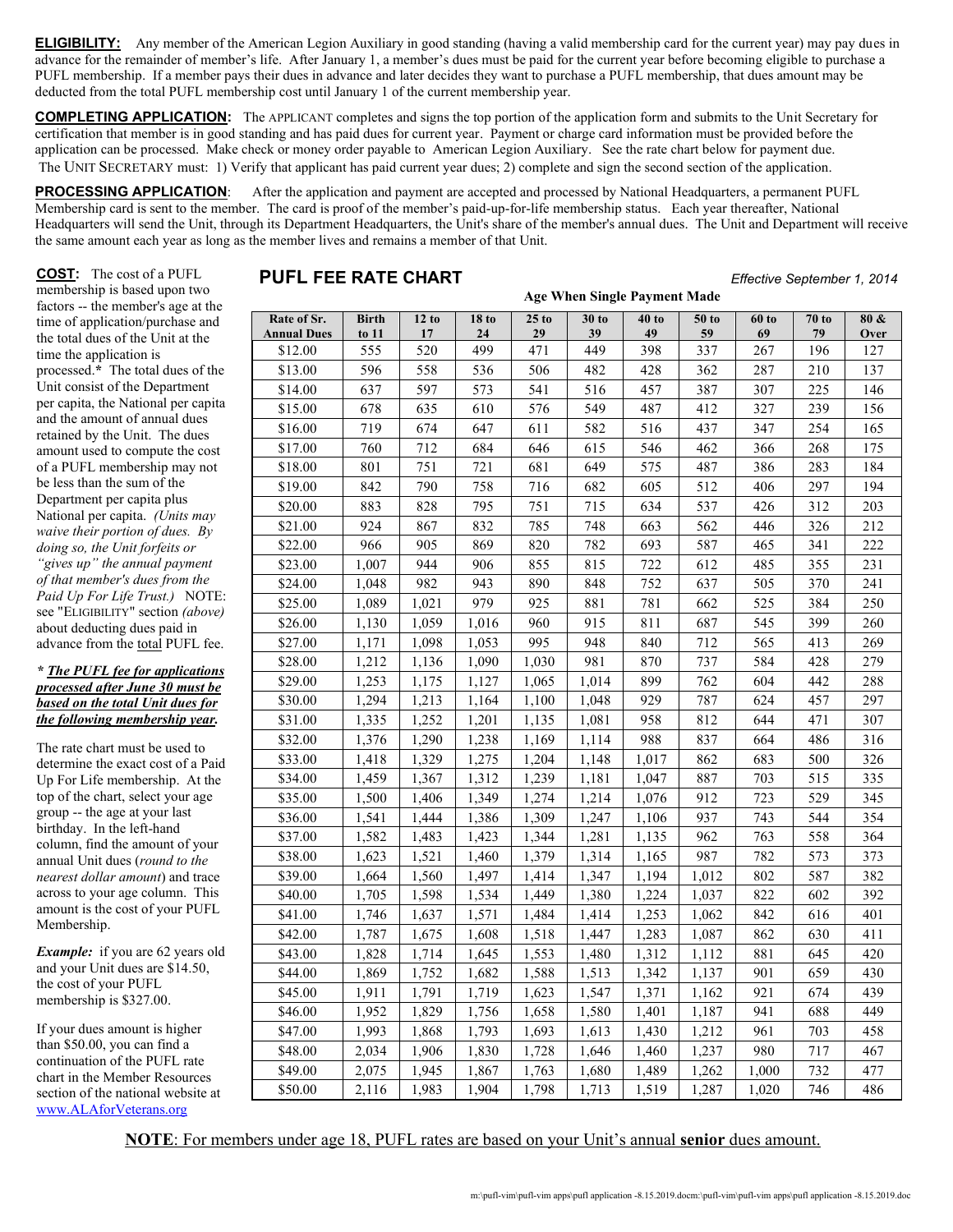**ELIGIBILITY:** Any member of the American Legion Auxiliary in good standing (having a valid membership card for the current year) may pay dues in advance for the remainder of member's life. After January 1, a member's dues must be paid for the current year before becoming eligible to purchase a PUFL membership. If a member pays their dues in advance and later decides they want to purchase a PUFL membership, that dues amount may be deducted from the total PUFL membership cost until January 1 of the current membership year.

**COMPLETING APPLICATION:** The APPLICANT completes and signs the top portion of the application form and submits to the Unit Secretary for certification that member is in good standing and has paid dues for current year. Payment or charge card information must be provided before the application can be processed. Make check or money order payable to American Legion Auxiliary. See the rate chart below for payment due.
The UNIT SECRETARY must: 1) Verify that applicant has paid current year dues; 2) complete and sign the second section of the application.

**PROCESSING APPLICATION:** After the application and payment are accepted and processed by National Headquarters, a permanent PUFL Membership card is sent to the member. The card is proof of the member's paid-up-for-life membership status. Each year thereafter, National Headquarters will send the Unit, through its Department Headquarters, the Unit's share of the member's annual dues. The Unit and Department will receive the same amount each year as long as the member lives and remains a member of that Unit.

**COST:** The cost of a PUFL membership is based upon two factors -- the member's age at the time of application/purchase and the total dues of the Unit at the time the application is processed.* The total dues of the Unit consist of the Department per capita, the National per capita and the amount of annual dues retained by the Unit. The dues amount used to compute the cost of a PUFL membership may not be less than the sum of the Department per capita plus National per capita. *(Units may waive their portion of dues. By doing so, the Unit forfeits or "gives up" the annual payment of that member's dues from the Paid Up For Life Trust.)* NOTE: see "ELIGIBILITY" section *(above)* about deducting dues paid in advance from the total PUFL fee.

***The PUFL fee for applications processed after June 30 must be based on the total Unit dues for the following membership year.***

The rate chart must be used to determine the exact cost of a Paid Up For Life membership. At the top of the chart, select your age group -- the age at your last birthday. In the left-hand column, find the amount of your annual Unit dues (*round to the nearest dollar amount*) and trace across to your age column. This amount is the cost of your PUFL Membership.

***Example:*** if you are 62 years old and your Unit dues are $14.50, the cost of your PUFL membership is $327.00.

If your dues amount is higher than $50.00, you can find a continuation of the PUFL rate chart in the Member Resources section of the national website at www.ALAforVeterans.org

## PUFL FEE RATE CHART

*Effective September 1, 2014*

**Age When Single Payment Made**

| Rate of Sr. Annual Dues | Birth to 11 | 12 to 17 | 18 to 24 | 25 to 29 | 30 to 39 | 40 to 49 | 50 to 59 | 60 to 69 | 70 to 79 | 80 & Over |
|---|---|---|---|---|---|---|---|---|---|---|
| $12.00 | 555 | 520 | 499 | 471 | 449 | 398 | 337 | 267 | 196 | 127 |
| $13.00 | 596 | 558 | 536 | 506 | 482 | 428 | 362 | 287 | 210 | 137 |
| $14.00 | 637 | 597 | 573 | 541 | 516 | 457 | 387 | 307 | 225 | 146 |
| $15.00 | 678 | 635 | 610 | 576 | 549 | 487 | 412 | 327 | 239 | 156 |
| $16.00 | 719 | 674 | 647 | 611 | 582 | 516 | 437 | 347 | 254 | 165 |
| $17.00 | 760 | 712 | 684 | 646 | 615 | 546 | 462 | 366 | 268 | 175 |
| $18.00 | 801 | 751 | 721 | 681 | 649 | 575 | 487 | 386 | 283 | 184 |
| $19.00 | 842 | 790 | 758 | 716 | 682 | 605 | 512 | 406 | 297 | 194 |
| $20.00 | 883 | 828 | 795 | 751 | 715 | 634 | 537 | 426 | 312 | 203 |
| $21.00 | 924 | 867 | 832 | 785 | 748 | 663 | 562 | 446 | 326 | 212 |
| $22.00 | 966 | 905 | 869 | 820 | 782 | 693 | 587 | 465 | 341 | 222 |
| $23.00 | 1,007 | 944 | 906 | 855 | 815 | 722 | 612 | 485 | 355 | 231 |
| $24.00 | 1,048 | 982 | 943 | 890 | 848 | 752 | 637 | 505 | 370 | 241 |
| $25.00 | 1,089 | 1,021 | 979 | 925 | 881 | 781 | 662 | 525 | 384 | 250 |
| $26.00 | 1,130 | 1,059 | 1,016 | 960 | 915 | 811 | 687 | 545 | 399 | 260 |
| $27.00 | 1,171 | 1,098 | 1,053 | 995 | 948 | 840 | 712 | 565 | 413 | 269 |
| $28.00 | 1,212 | 1,136 | 1,090 | 1,030 | 981 | 870 | 737 | 584 | 428 | 279 |
| $29.00 | 1,253 | 1,175 | 1,127 | 1,065 | 1,014 | 899 | 762 | 604 | 442 | 288 |
| $30.00 | 1,294 | 1,213 | 1,164 | 1,100 | 1,048 | 929 | 787 | 624 | 457 | 297 |
| $31.00 | 1,335 | 1,252 | 1,201 | 1,135 | 1,081 | 958 | 812 | 644 | 471 | 307 |
| $32.00 | 1,376 | 1,290 | 1,238 | 1,169 | 1,114 | 988 | 837 | 664 | 486 | 316 |
| $33.00 | 1,418 | 1,329 | 1,275 | 1,204 | 1,148 | 1,017 | 862 | 683 | 500 | 326 |
| $34.00 | 1,459 | 1,367 | 1,312 | 1,239 | 1,181 | 1,047 | 887 | 703 | 515 | 335 |
| $35.00 | 1,500 | 1,406 | 1,349 | 1,274 | 1,214 | 1,076 | 912 | 723 | 529 | 345 |
| $36.00 | 1,541 | 1,444 | 1,386 | 1,309 | 1,247 | 1,106 | 937 | 743 | 544 | 354 |
| $37.00 | 1,582 | 1,483 | 1,423 | 1,344 | 1,281 | 1,135 | 962 | 763 | 558 | 364 |
| $38.00 | 1,623 | 1,521 | 1,460 | 1,379 | 1,314 | 1,165 | 987 | 782 | 573 | 373 |
| $39.00 | 1,664 | 1,560 | 1,497 | 1,414 | 1,347 | 1,194 | 1,012 | 802 | 587 | 382 |
| $40.00 | 1,705 | 1,598 | 1,534 | 1,449 | 1,380 | 1,224 | 1,037 | 822 | 602 | 392 |
| $41.00 | 1,746 | 1,637 | 1,571 | 1,484 | 1,414 | 1,253 | 1,062 | 842 | 616 | 401 |
| $42.00 | 1,787 | 1,675 | 1,608 | 1,518 | 1,447 | 1,283 | 1,087 | 862 | 630 | 411 |
| $43.00 | 1,828 | 1,714 | 1,645 | 1,553 | 1,480 | 1,312 | 1,112 | 881 | 645 | 420 |
| $44.00 | 1,869 | 1,752 | 1,682 | 1,588 | 1,513 | 1,342 | 1,137 | 901 | 659 | 430 |
| $45.00 | 1,911 | 1,791 | 1,719 | 1,623 | 1,547 | 1,371 | 1,162 | 921 | 674 | 439 |
| $46.00 | 1,952 | 1,829 | 1,756 | 1,658 | 1,580 | 1,401 | 1,187 | 941 | 688 | 449 |
| $47.00 | 1,993 | 1,868 | 1,793 | 1,693 | 1,613 | 1,430 | 1,212 | 961 | 703 | 458 |
| $48.00 | 2,034 | 1,906 | 1,830 | 1,728 | 1,646 | 1,460 | 1,237 | 980 | 717 | 467 |
| $49.00 | 2,075 | 1,945 | 1,867 | 1,763 | 1,680 | 1,489 | 1,262 | 1,000 | 732 | 477 |
| $50.00 | 2,116 | 1,983 | 1,904 | 1,798 | 1,713 | 1,519 | 1,287 | 1,020 | 746 | 486 |

**NOTE**: For members under age 18, PUFL rates are based on your Unit's annual **senior** dues amount.